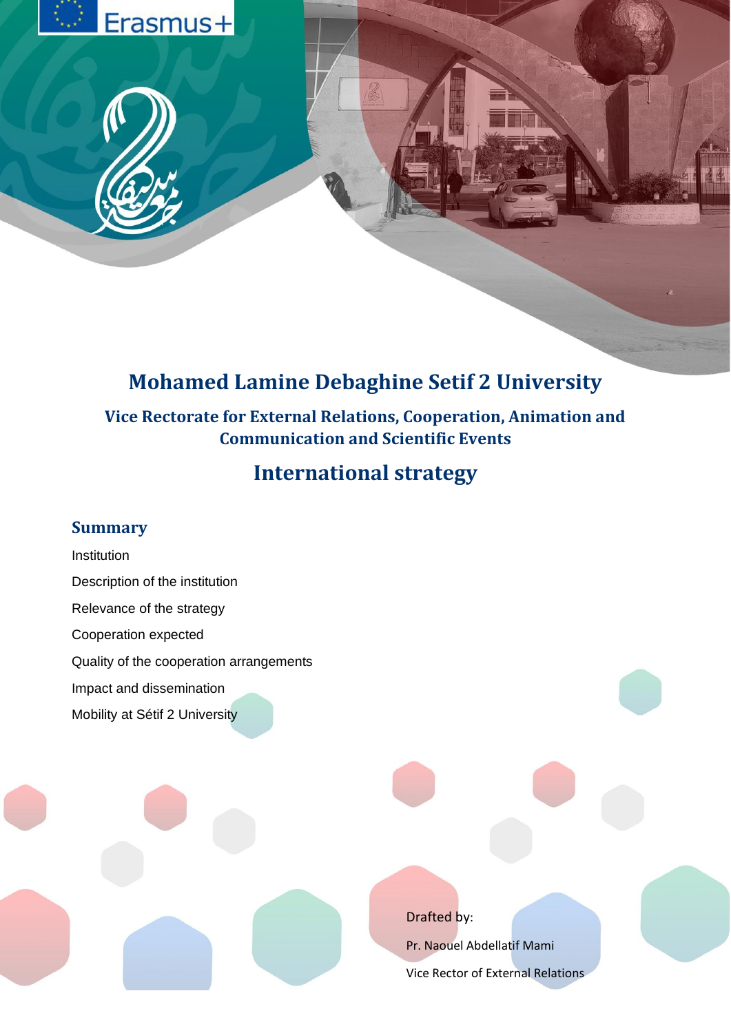Erasmus+

# Mohamed Lamine Debaghine Setif 2 University

## Vice Rectorate for External Relations, Cooperation, Animation and Communication and Scientific Events

## International strategy

### Summary

Institution

Description of the institution

Relevance of the strategy

Cooperation expected

Quality of the cooperation arrangements

Impact and dissemination

Mobility at Sétif 2 University

Drafted by:

Pr. Naouel Abdellatif Mami

Vice Rector of External Relations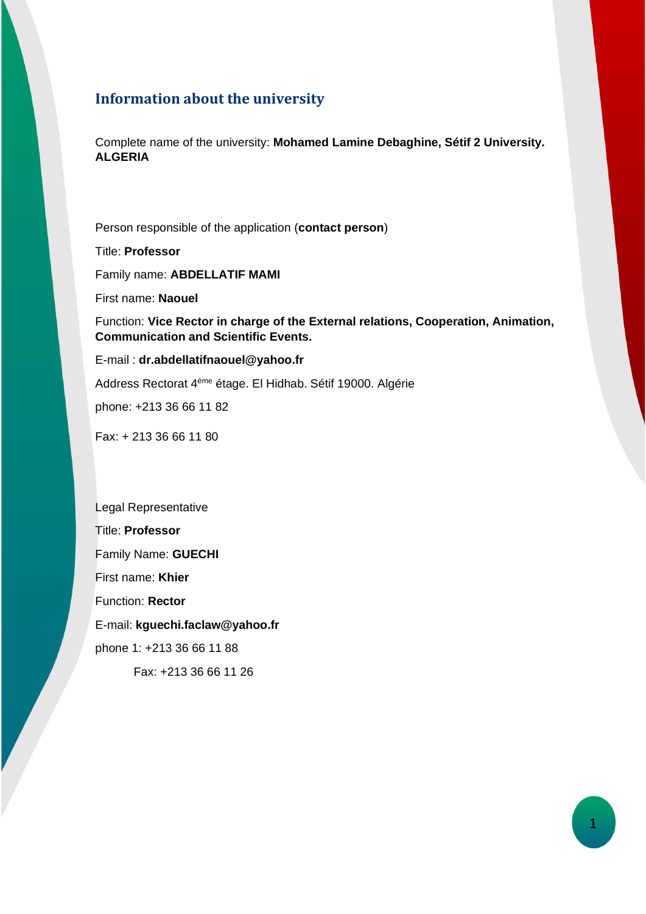## Information about the university

Complete name of the university: **Mohamed Lamine Debaghine, Sétif 2 University. ALGERIA**

Person responsible of the application (**contact person**)

Title: **Professor**

Family name: **ABDELLATIF MAMI**

First name: **Naouel**

Function: **Vice Rector in charge of the External relations, Cooperation, Animation, Communication and Scientific Events.**

E-mail : **dr.abdellatifnaouel@yahoo.fr**

Address Rectorat 4ème étage. El Hidhab. Sétif 19000. Algérie

phone: +213 36 66 11 82

Fax: + 213 36 66 11 80

Legal Representative

Title: **Professor**

Family Name: **GUECHI**

First name: **Khier**

Function: **Rector**

E-mail: **kguechi.faclaw@yahoo.fr**

phone 1: +213 36 66 11 88

Fax: +213 36 66 11 26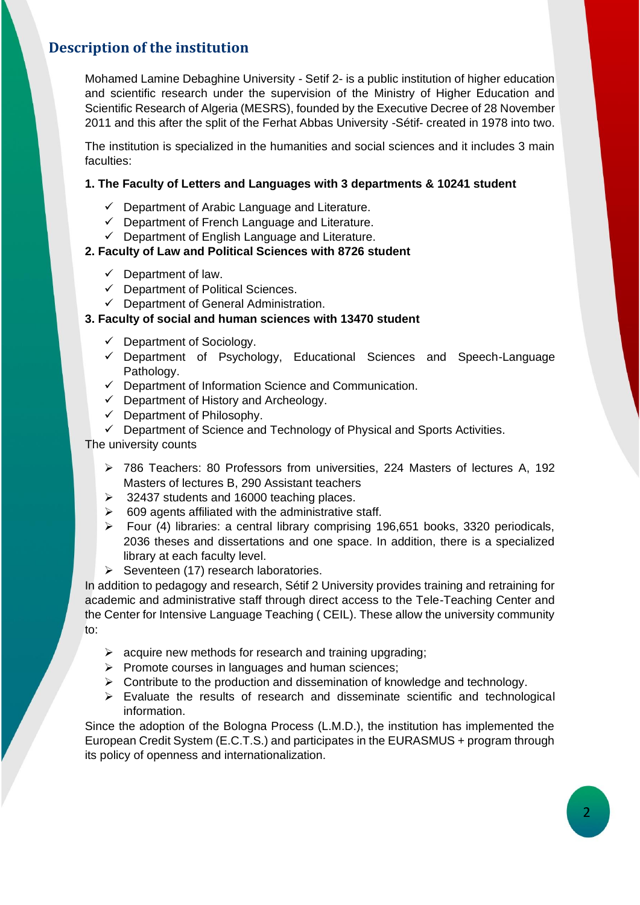## Description of the institution

Mohamed Lamine Debaghine University - Setif 2- is a public institution of higher education and scientific research under the supervision of the Ministry of Higher Education and Scientific Research of Algeria (MESRS), founded by the Executive Decree of 28 November 2011 and this after the split of the Ferhat Abbas University -Sétif- created in 1978 into two.

The institution is specialized in the humanities and social sciences and it includes 3 main faculties:

**1. The Faculty of Letters and Languages with 3 departments & 10241 student**

- ✓ Department of Arabic Language and Literature.
- ✓ Department of French Language and Literature.
- ✓ Department of English Language and Literature.

**2. Faculty of Law and Political Sciences with 8726 student**

- ✓ Department of law.
- ✓ Department of Political Sciences.
- ✓ Department of General Administration.

**3. Faculty of social and human sciences with 13470 student**

- ✓ Department of Sociology.
- ✓ Department of Psychology, Educational Sciences and Speech-Language Pathology.
- ✓ Department of Information Science and Communication.
- ✓ Department of History and Archeology.
- ✓ Department of Philosophy.
- ✓ Department of Science and Technology of Physical and Sports Activities.

The university counts

- ➢ 786 Teachers: 80 Professors from universities, 224 Masters of lectures A, 192 Masters of lectures B, 290 Assistant teachers
- ➢ 32437 students and 16000 teaching places.
- ➢ 609 agents affiliated with the administrative staff.
- ➢ Four (4) libraries: a central library comprising 196,651 books, 3320 periodicals, 2036 theses and dissertations and one space. In addition, there is a specialized library at each faculty level.
- ➢ Seventeen (17) research laboratories.

In addition to pedagogy and research, Sétif 2 University provides training and retraining for academic and administrative staff through direct access to the Tele-Teaching Center and the Center for Intensive Language Teaching ( CEIL). These allow the university community to:

- ➢ acquire new methods for research and training upgrading;
- ➢ Promote courses in languages and human sciences;
- ➢ Contribute to the production and dissemination of knowledge and technology.
- ➢ Evaluate the results of research and disseminate scientific and technological information.

Since the adoption of the Bologna Process (L.M.D.), the institution has implemented the European Credit System (E.C.T.S.) and participates in the EURASMUS + program through its policy of openness and internationalization.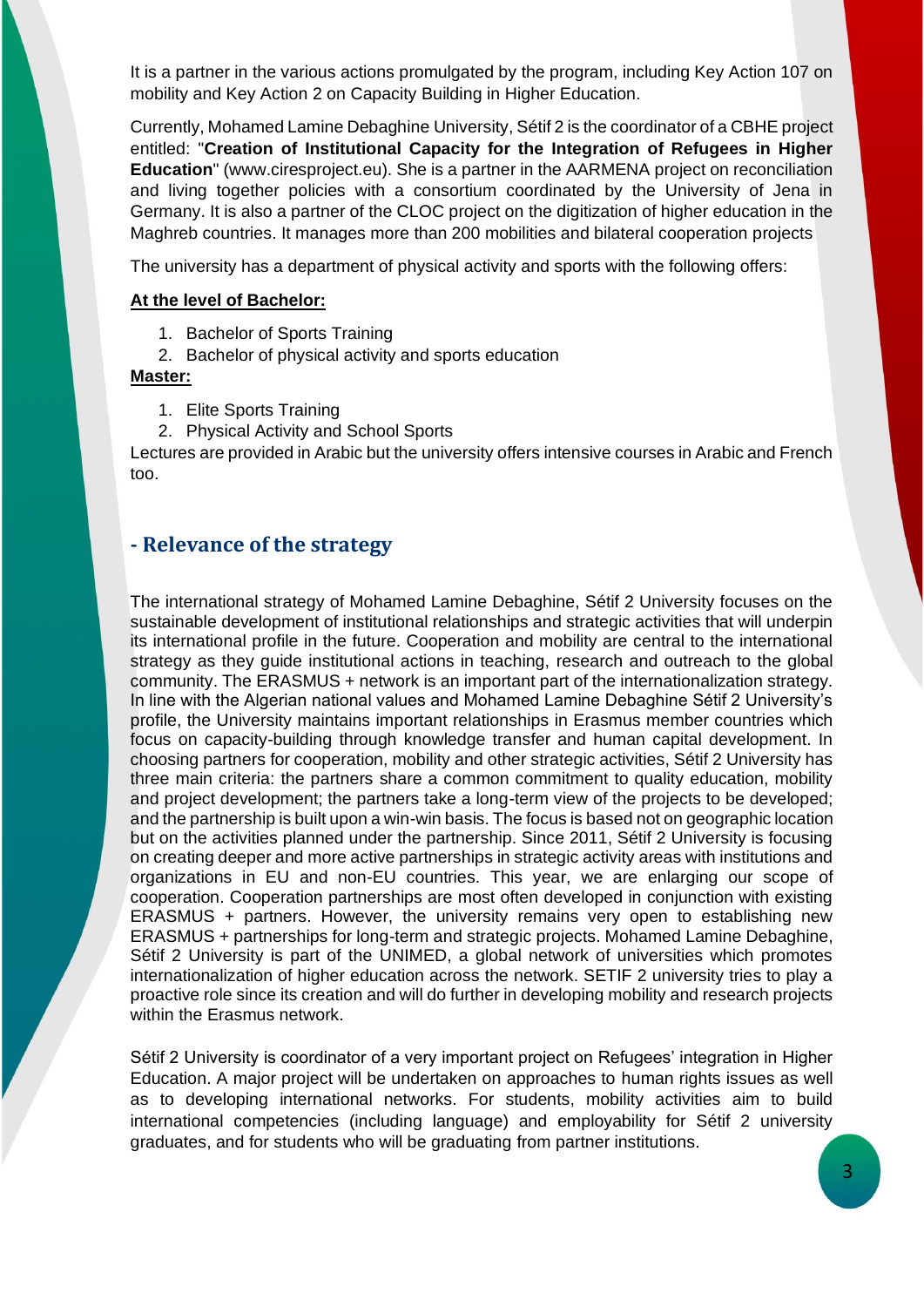It is a partner in the various actions promulgated by the program, including Key Action 107 on mobility and Key Action 2 on Capacity Building in Higher Education.

Currently, Mohamed Lamine Debaghine University, Sétif 2 is the coordinator of a CBHE project entitled: "**Creation of Institutional Capacity for the Integration of Refugees in Higher Education**" (www.ciresproject.eu). She is a partner in the AARMENA project on reconciliation and living together policies with a consortium coordinated by the University of Jena in Germany. It is also a partner of the CLOC project on the digitization of higher education in the Maghreb countries. It manages more than 200 mobilities and bilateral cooperation projects

The university has a department of physical activity and sports with the following offers:

**At the level of Bachelor:**

1. Bachelor of Sports Training
2. Bachelor of physical activity and sports education

**Master:**

1. Elite Sports Training
2. Physical Activity and School Sports

Lectures are provided in Arabic but the university offers intensive courses in Arabic and French too.

## - Relevance of the strategy

The international strategy of Mohamed Lamine Debaghine, Sétif 2 University focuses on the sustainable development of institutional relationships and strategic activities that will underpin its international profile in the future. Cooperation and mobility are central to the international strategy as they guide institutional actions in teaching, research and outreach to the global community. The ERASMUS + network is an important part of the internationalization strategy. In line with the Algerian national values and Mohamed Lamine Debaghine Sétif 2 University's profile, the University maintains important relationships in Erasmus member countries which focus on capacity-building through knowledge transfer and human capital development. In choosing partners for cooperation, mobility and other strategic activities, Sétif 2 University has three main criteria: the partners share a common commitment to quality education, mobility and project development; the partners take a long-term view of the projects to be developed; and the partnership is built upon a win-win basis. The focus is based not on geographic location but on the activities planned under the partnership. Since 2011, Sétif 2 University is focusing on creating deeper and more active partnerships in strategic activity areas with institutions and organizations in EU and non-EU countries. This year, we are enlarging our scope of cooperation. Cooperation partnerships are most often developed in conjunction with existing ERASMUS + partners. However, the university remains very open to establishing new ERASMUS + partnerships for long-term and strategic projects. Mohamed Lamine Debaghine, Sétif 2 University is part of the UNIMED, a global network of universities which promotes internationalization of higher education across the network. SETIF 2 university tries to play a proactive role since its creation and will do further in developing mobility and research projects within the Erasmus network.

Sétif 2 University is coordinator of a very important project on Refugees' integration in Higher Education. A major project will be undertaken on approaches to human rights issues as well as to developing international networks. For students, mobility activities aim to build international competencies (including language) and employability for Sétif 2 university graduates, and for students who will be graduating from partner institutions.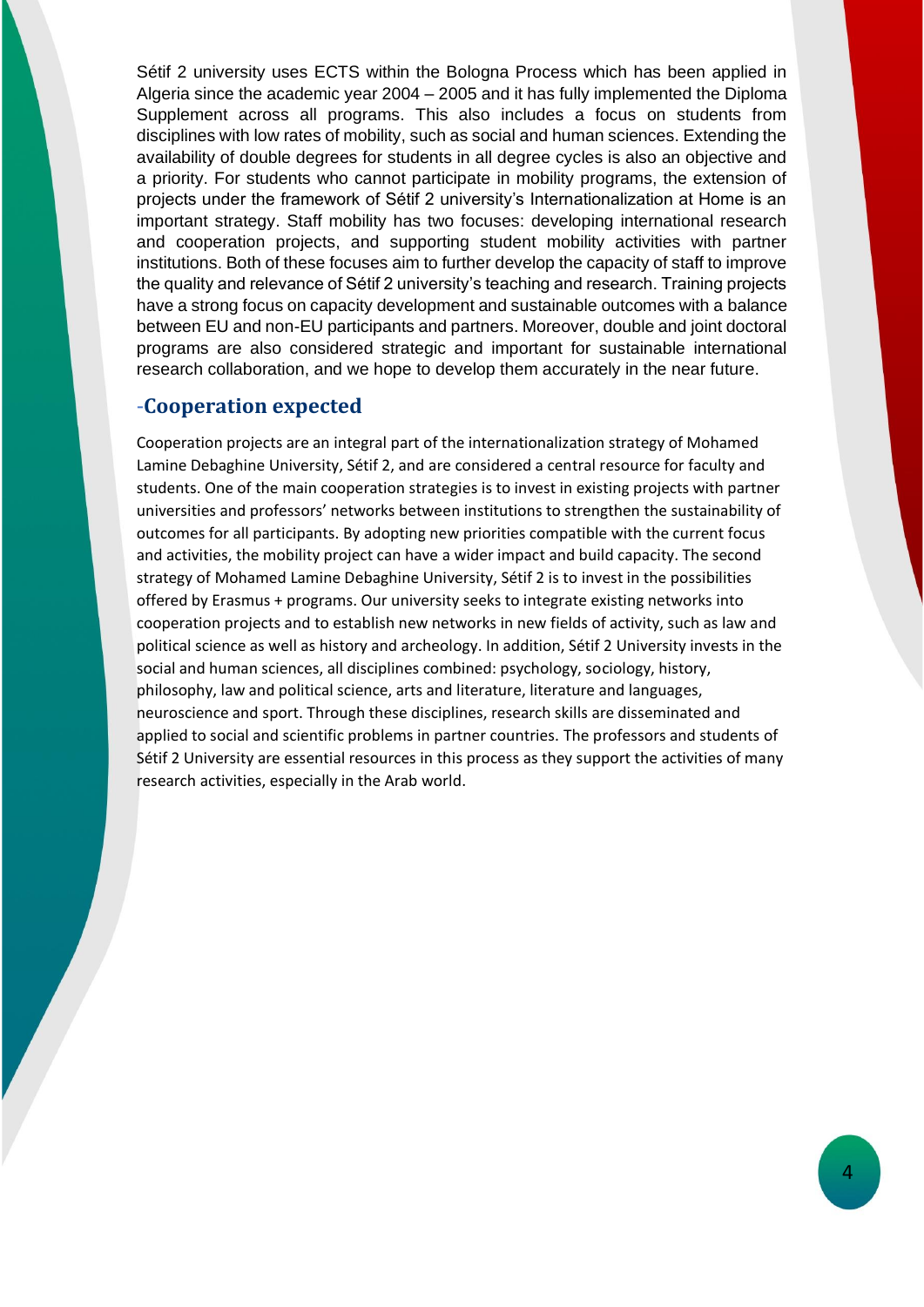Sétif 2 university uses ECTS within the Bologna Process which has been applied in Algeria since the academic year 2004 – 2005 and it has fully implemented the Diploma Supplement across all programs. This also includes a focus on students from disciplines with low rates of mobility, such as social and human sciences. Extending the availability of double degrees for students in all degree cycles is also an objective and a priority. For students who cannot participate in mobility programs, the extension of projects under the framework of Sétif 2 university's Internationalization at Home is an important strategy. Staff mobility has two focuses: developing international research and cooperation projects, and supporting student mobility activities with partner institutions. Both of these focuses aim to further develop the capacity of staff to improve the quality and relevance of Sétif 2 university's teaching and research. Training projects have a strong focus on capacity development and sustainable outcomes with a balance between EU and non-EU participants and partners. Moreover, double and joint doctoral programs are also considered strategic and important for sustainable international research collaboration, and we hope to develop them accurately in the near future.

## -Cooperation expected

Cooperation projects are an integral part of the internationalization strategy of Mohamed Lamine Debaghine University, Sétif 2, and are considered a central resource for faculty and students. One of the main cooperation strategies is to invest in existing projects with partner universities and professors' networks between institutions to strengthen the sustainability of outcomes for all participants. By adopting new priorities compatible with the current focus and activities, the mobility project can have a wider impact and build capacity. The second strategy of Mohamed Lamine Debaghine University, Sétif 2 is to invest in the possibilities offered by Erasmus + programs. Our university seeks to integrate existing networks into cooperation projects and to establish new networks in new fields of activity, such as law and political science as well as history and archeology. In addition, Sétif 2 University invests in the social and human sciences, all disciplines combined: psychology, sociology, history, philosophy, law and political science, arts and literature, literature and languages, neuroscience and sport. Through these disciplines, research skills are disseminated and applied to social and scientific problems in partner countries. The professors and students of Sétif 2 University are essential resources in this process as they support the activities of many research activities, especially in the Arab world.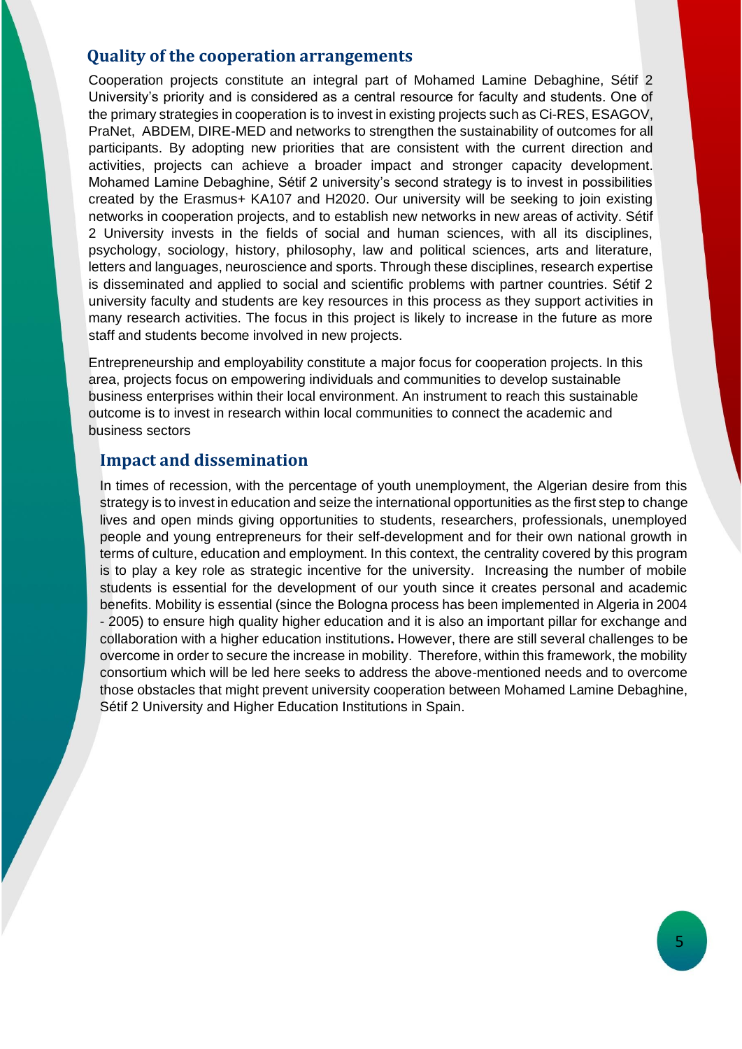## Quality of the cooperation arrangements

Cooperation projects constitute an integral part of Mohamed Lamine Debaghine, Sétif 2 University's priority and is considered as a central resource for faculty and students. One of the primary strategies in cooperation is to invest in existing projects such as Ci-RES, ESAGOV, PraNet, ABDEM, DIRE-MED and networks to strengthen the sustainability of outcomes for all participants. By adopting new priorities that are consistent with the current direction and activities, projects can achieve a broader impact and stronger capacity development. Mohamed Lamine Debaghine, Sétif 2 university's second strategy is to invest in possibilities created by the Erasmus+ KA107 and H2020. Our university will be seeking to join existing networks in cooperation projects, and to establish new networks in new areas of activity. Sétif 2 University invests in the fields of social and human sciences, with all its disciplines, psychology, sociology, history, philosophy, law and political sciences, arts and literature, letters and languages, neuroscience and sports. Through these disciplines, research expertise is disseminated and applied to social and scientific problems with partner countries. Sétif 2 university faculty and students are key resources in this process as they support activities in many research activities. The focus in this project is likely to increase in the future as more staff and students become involved in new projects.

Entrepreneurship and employability constitute a major focus for cooperation projects. In this area, projects focus on empowering individuals and communities to develop sustainable business enterprises within their local environment. An instrument to reach this sustainable outcome is to invest in research within local communities to connect the academic and business sectors

## Impact and dissemination

In times of recession, with the percentage of youth unemployment, the Algerian desire from this strategy is to invest in education and seize the international opportunities as the first step to change lives and open minds giving opportunities to students, researchers, professionals, unemployed people and young entrepreneurs for their self-development and for their own national growth in terms of culture, education and employment. In this context, the centrality covered by this program is to play a key role as strategic incentive for the university. Increasing the number of mobile students is essential for the development of our youth since it creates personal and academic benefits. Mobility is essential (since the Bologna process has been implemented in Algeria in 2004 - 2005) to ensure high quality higher education and it is also an important pillar for exchange and collaboration with a higher education institutions**.** However, there are still several challenges to be overcome in order to secure the increase in mobility. Therefore, within this framework, the mobility consortium which will be led here seeks to address the above-mentioned needs and to overcome those obstacles that might prevent university cooperation between Mohamed Lamine Debaghine, Sétif 2 University and Higher Education Institutions in Spain.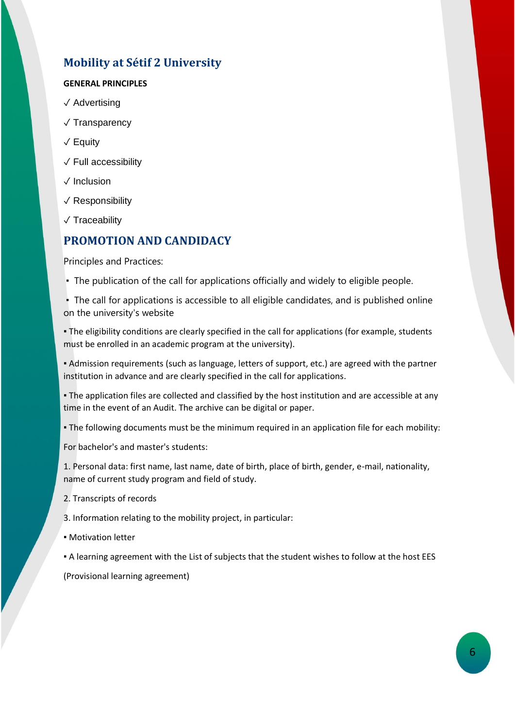## Mobility at Sétif 2 University

**GENERAL PRINCIPLES**

✓ Advertising

✓ Transparency

✓ Equity

✓ Full accessibility

✓ Inclusion

✓ Responsibility

✓ Traceability

## PROMOTION AND CANDIDACY

Principles and Practices:

- The publication of the call for applications officially and widely to eligible people.
- The call for applications is accessible to all eligible candidates, and is published online on the university's website
- The eligibility conditions are clearly specified in the call for applications (for example, students must be enrolled in an academic program at the university).
- Admission requirements (such as language, letters of support, etc.) are agreed with the partner institution in advance and are clearly specified in the call for applications.
- The application files are collected and classified by the host institution and are accessible at any time in the event of an Audit. The archive can be digital or paper.
- The following documents must be the minimum required in an application file for each mobility:

For bachelor's and master's students:

1. Personal data: first name, last name, date of birth, place of birth, gender, e-mail, nationality, name of current study program and field of study.
2. Transcripts of records
3. Information relating to the mobility project, in particular:

- Motivation letter
- A learning agreement with the List of subjects that the student wishes to follow at the host EES

(Provisional learning agreement)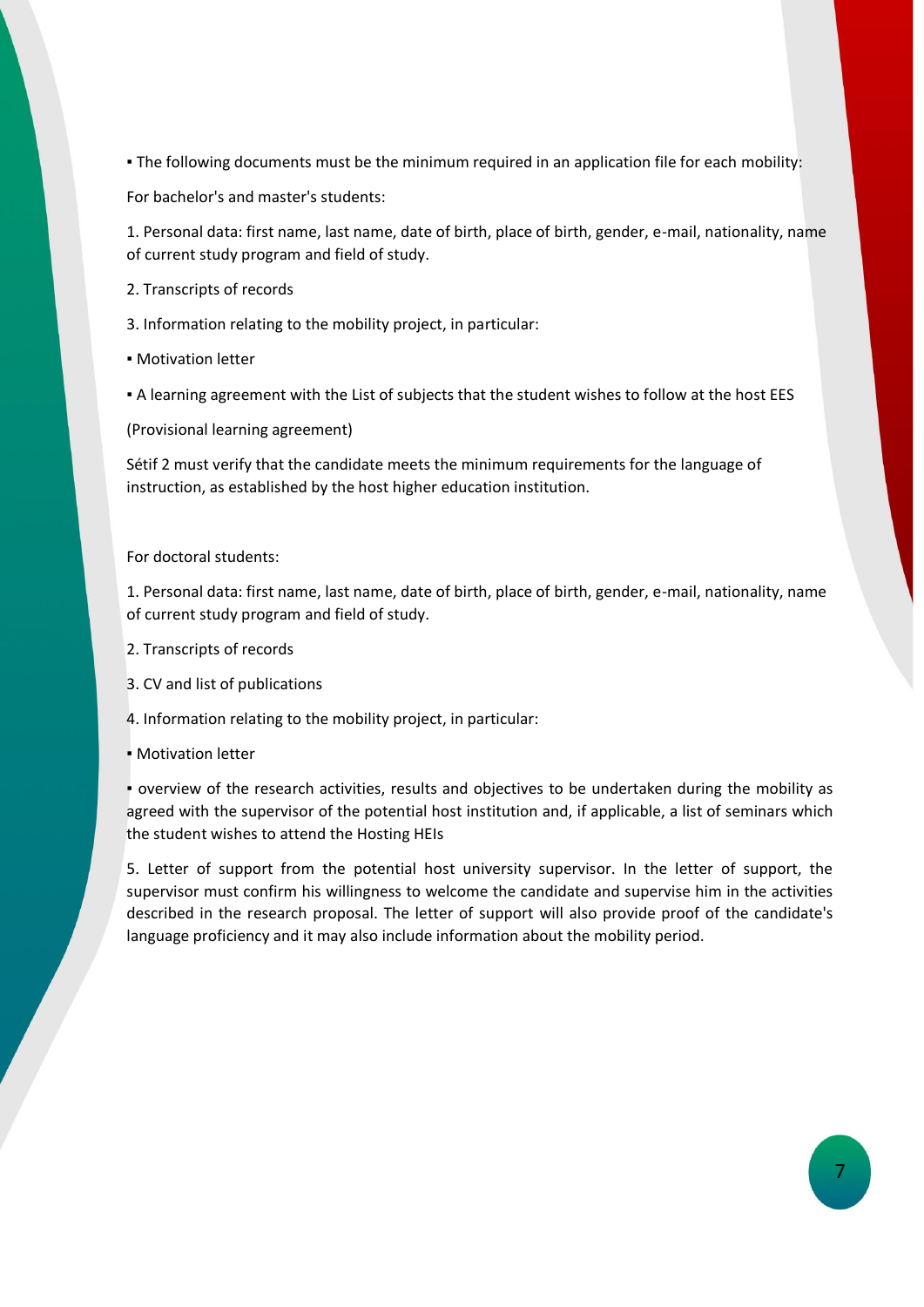- The following documents must be the minimum required in an application file for each mobility:

For bachelor's and master's students:

1. Personal data: first name, last name, date of birth, place of birth, gender, e-mail, nationality, name of current study program and field of study.

2. Transcripts of records

3. Information relating to the mobility project, in particular:

- Motivation letter
- A learning agreement with the List of subjects that the student wishes to follow at the host EES

(Provisional learning agreement)

Sétif 2 must verify that the candidate meets the minimum requirements for the language of instruction, as established by the host higher education institution.

For doctoral students:

1. Personal data: first name, last name, date of birth, place of birth, gender, e-mail, nationality, name of current study program and field of study.

2. Transcripts of records

3. CV and list of publications

4. Information relating to the mobility project, in particular:

- Motivation letter
- overview of the research activities, results and objectives to be undertaken during the mobility as agreed with the supervisor of the potential host institution and, if applicable, a list of seminars which the student wishes to attend the Hosting HEIs

5. Letter of support from the potential host university supervisor. In the letter of support, the supervisor must confirm his willingness to welcome the candidate and supervise him in the activities described in the research proposal. The letter of support will also provide proof of the candidate's language proficiency and it may also include information about the mobility period.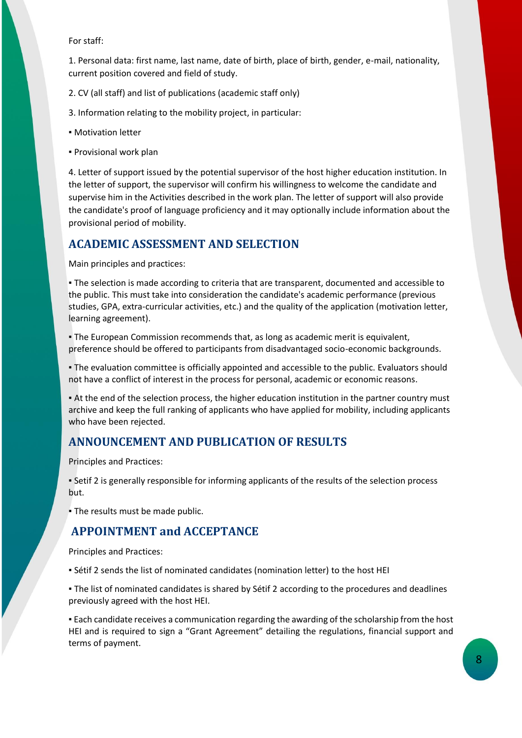For staff:

1. Personal data: first name, last name, date of birth, place of birth, gender, e-mail, nationality, current position covered and field of study.

2. CV (all staff) and list of publications (academic staff only)

3. Information relating to the mobility project, in particular:

▪ Motivation letter

▪ Provisional work plan

4. Letter of support issued by the potential supervisor of the host higher education institution. In the letter of support, the supervisor will confirm his willingness to welcome the candidate and supervise him in the Activities described in the work plan. The letter of support will also provide the candidate's proof of language proficiency and it may optionally include information about the provisional period of mobility.

## ACADEMIC ASSESSMENT AND SELECTION

Main principles and practices:

▪ The selection is made according to criteria that are transparent, documented and accessible to the public. This must take into consideration the candidate's academic performance (previous studies, GPA, extra-curricular activities, etc.) and the quality of the application (motivation letter, learning agreement).

▪ The European Commission recommends that, as long as academic merit is equivalent, preference should be offered to participants from disadvantaged socio-economic backgrounds.

▪ The evaluation committee is officially appointed and accessible to the public. Evaluators should not have a conflict of interest in the process for personal, academic or economic reasons.

▪ At the end of the selection process, the higher education institution in the partner country must archive and keep the full ranking of applicants who have applied for mobility, including applicants who have been rejected.

## ANNOUNCEMENT AND PUBLICATION OF RESULTS

Principles and Practices:

▪ Setif 2 is generally responsible for informing applicants of the results of the selection process but.

▪ The results must be made public.

## APPOINTMENT and ACCEPTANCE

Principles and Practices:

▪ Sétif 2 sends the list of nominated candidates (nomination letter) to the host HEI

▪ The list of nominated candidates is shared by Sétif 2 according to the procedures and deadlines previously agreed with the host HEI.

▪ Each candidate receives a communication regarding the awarding of the scholarship from the host HEI and is required to sign a "Grant Agreement" detailing the regulations, financial support and terms of payment.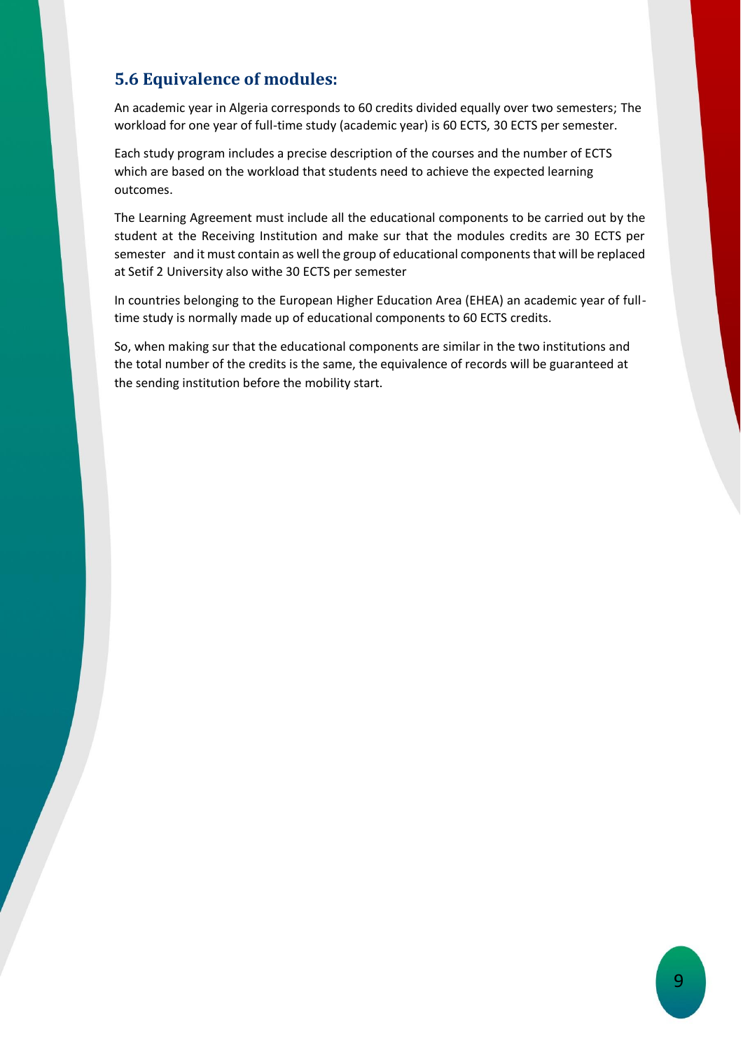## 5.6 Equivalence of modules:

An academic year in Algeria corresponds to 60 credits divided equally over two semesters; The workload for one year of full-time study (academic year) is 60 ECTS, 30 ECTS per semester.

Each study program includes a precise description of the courses and the number of ECTS which are based on the workload that students need to achieve the expected learning outcomes.

The Learning Agreement must include all the educational components to be carried out by the student at the Receiving Institution and make sur that the modules credits are 30 ECTS per semester and it must contain as well the group of educational components that will be replaced at Setif 2 University also withe 30 ECTS per semester

In countries belonging to the European Higher Education Area (EHEA) an academic year of full-time study is normally made up of educational components to 60 ECTS credits.

So, when making sur that the educational components are similar in the two institutions and the total number of the credits is the same, the equivalence of records will be guaranteed at the sending institution before the mobility start.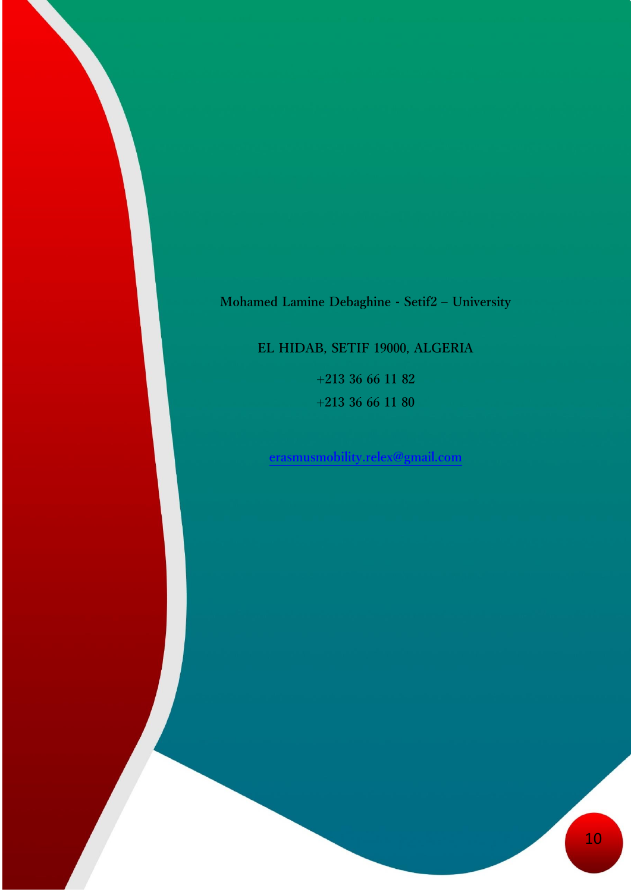Mohamed Lamine Debaghine - Setif2 – University

EL HIDAB, SETIF 19000, ALGERIA

+213 36 66 11 82

+213 36 66 11 80

erasmusmobility.relex@gmail.com